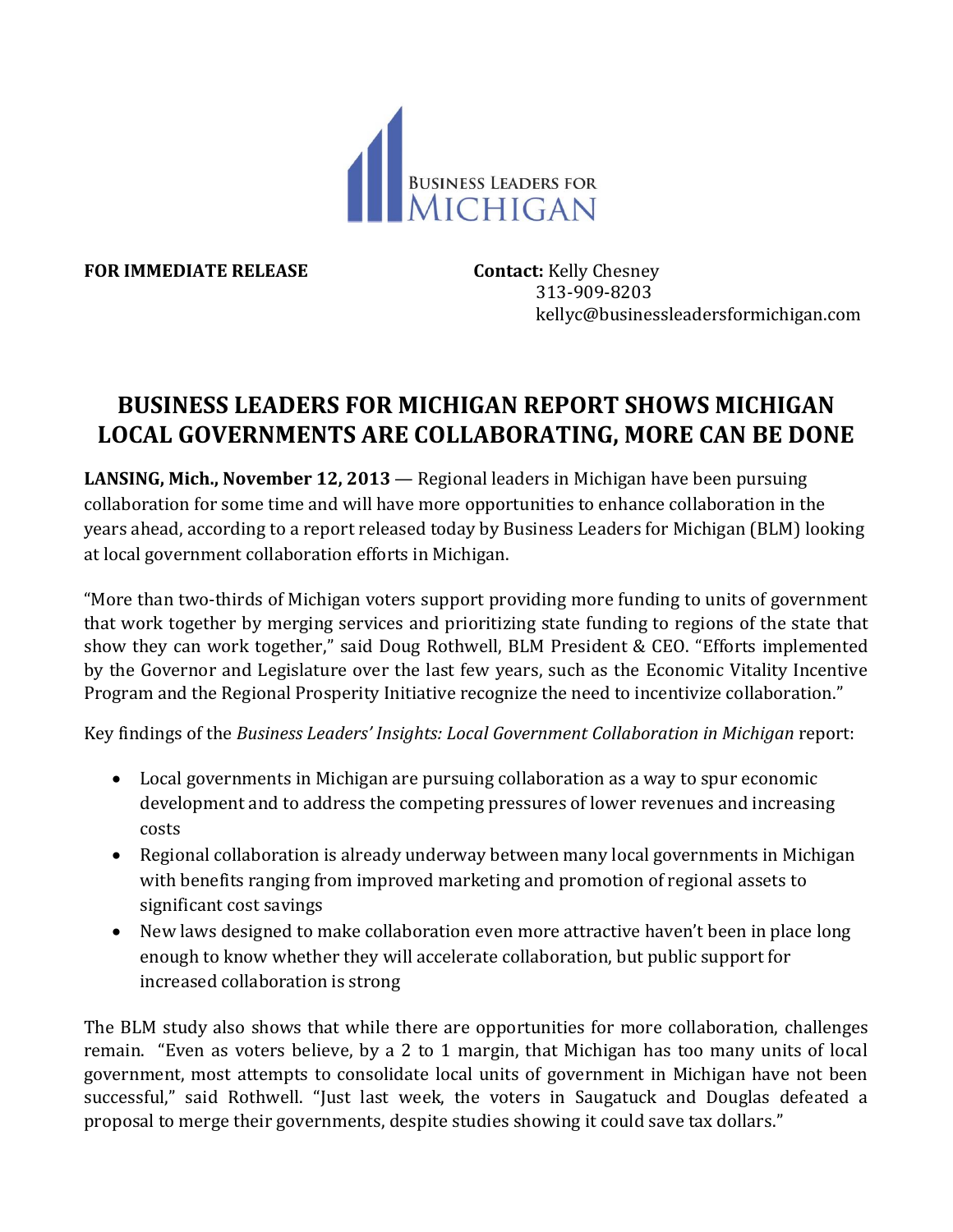BUSINESS LEADERS FOR MICHIGAN

**FOR IMMEDIATE RELEASE**

**Contact:** Kelly Chesney
313-909-8203
kellyc@businessleadersformichigan.com

# BUSINESS LEADERS FOR MICHIGAN REPORT SHOWS MICHIGAN LOCAL GOVERNMENTS ARE COLLABORATING, MORE CAN BE DONE

**LANSING, Mich., November 12, 2013** — Regional leaders in Michigan have been pursuing collaboration for some time and will have more opportunities to enhance collaboration in the years ahead, according to a report released today by Business Leaders for Michigan (BLM) looking at local government collaboration efforts in Michigan.

"More than two-thirds of Michigan voters support providing more funding to units of government that work together by merging services and prioritizing state funding to regions of the state that show they can work together," said Doug Rothwell, BLM President & CEO. "Efforts implemented by the Governor and Legislature over the last few years, such as the Economic Vitality Incentive Program and the Regional Prosperity Initiative recognize the need to incentivize collaboration."

Key findings of the *Business Leaders' Insights: Local Government Collaboration in Michigan* report:

- Local governments in Michigan are pursuing collaboration as a way to spur economic development and to address the competing pressures of lower revenues and increasing costs
- Regional collaboration is already underway between many local governments in Michigan with benefits ranging from improved marketing and promotion of regional assets to significant cost savings
- New laws designed to make collaboration even more attractive haven't been in place long enough to know whether they will accelerate collaboration, but public support for increased collaboration is strong

The BLM study also shows that while there are opportunities for more collaboration, challenges remain. "Even as voters believe, by a 2 to 1 margin, that Michigan has too many units of local government, most attempts to consolidate local units of government in Michigan have not been successful," said Rothwell. "Just last week, the voters in Saugatuck and Douglas defeated a proposal to merge their governments, despite studies showing it could save tax dollars."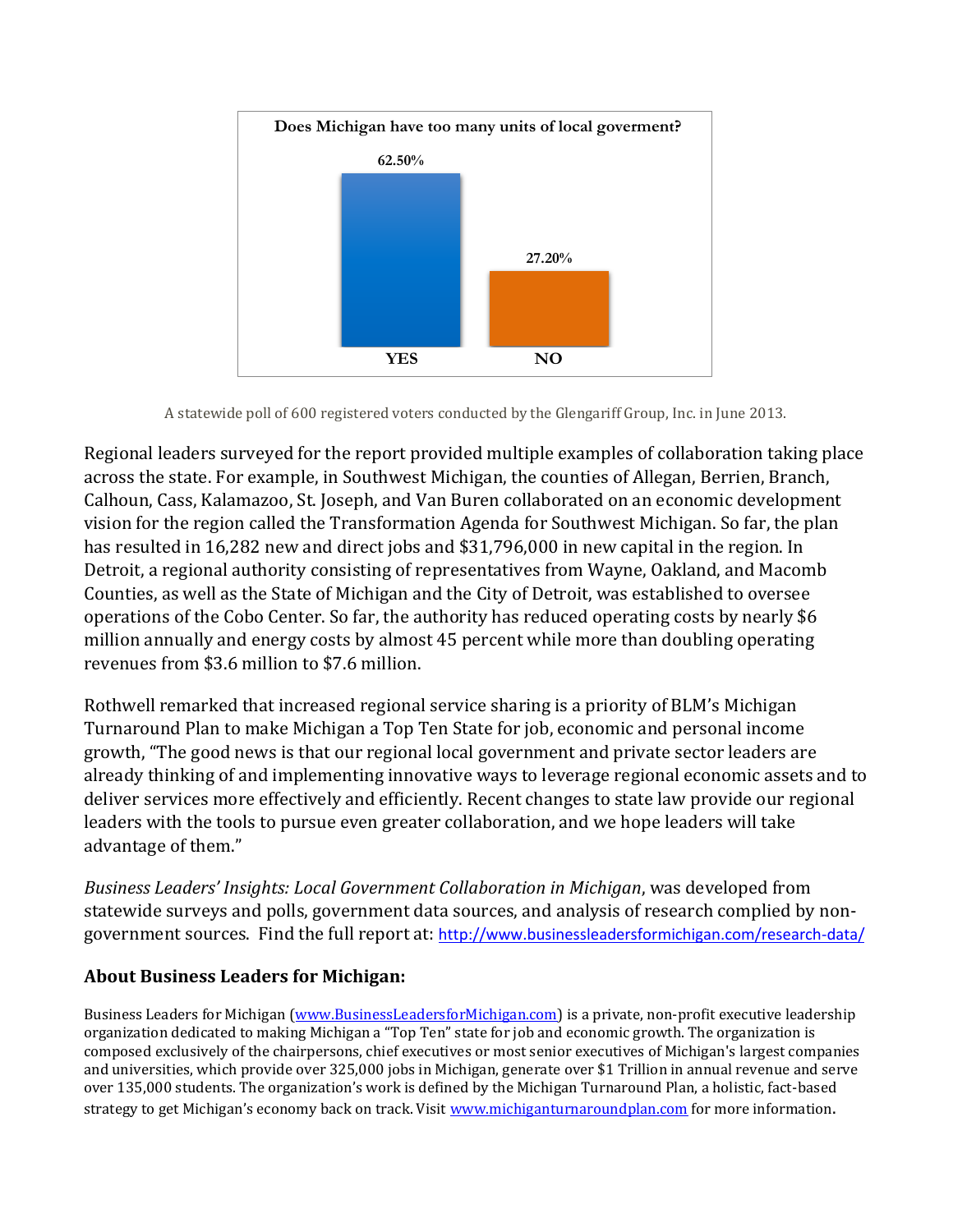Does Michigan have too many units of local goverment?

62.50%

27.20%

YES

NO

A statewide poll of 600 registered voters conducted by the Glengariff Group, Inc. in June 2013.

Regional leaders surveyed for the report provided multiple examples of collaboration taking place across the state. For example, in Southwest Michigan, the counties of Allegan, Berrien, Branch, Calhoun, Cass, Kalamazoo, St. Joseph, and Van Buren collaborated on an economic development vision for the region called the Transformation Agenda for Southwest Michigan. So far, the plan has resulted in 16,282 new and direct jobs and $31,796,000 in new capital in the region. In Detroit, a regional authority consisting of representatives from Wayne, Oakland, and Macomb Counties, as well as the State of Michigan and the City of Detroit, was established to oversee operations of the Cobo Center. So far, the authority has reduced operating costs by nearly $6 million annually and energy costs by almost 45 percent while more than doubling operating revenues from $3.6 million to $7.6 million.

Rothwell remarked that increased regional service sharing is a priority of BLM's Michigan Turnaround Plan to make Michigan a Top Ten State for job, economic and personal income growth, "The good news is that our regional local government and private sector leaders are already thinking of and implementing innovative ways to leverage regional economic assets and to deliver services more effectively and efficiently. Recent changes to state law provide our regional leaders with the tools to pursue even greater collaboration, and we hope leaders will take advantage of them."

*Business Leaders' Insights: Local Government Collaboration in Michigan*, was developed from statewide surveys and polls, government data sources, and analysis of research complied by non-government sources. Find the full report at: http://www.businessleadersformichigan.com/research-data/

## About Business Leaders for Michigan:

Business Leaders for Michigan (www.BusinessLeadersforMichigan.com) is a private, non-profit executive leadership organization dedicated to making Michigan a "Top Ten" state for job and economic growth. The organization is composed exclusively of the chairpersons, chief executives or most senior executives of Michigan's largest companies and universities, which provide over 325,000 jobs in Michigan, generate over $1 Trillion in annual revenue and serve over 135,000 students. The organization's work is defined by the Michigan Turnaround Plan, a holistic, fact-based strategy to get Michigan's economy back on track. Visit www.michiganturnaroundplan.com for more information.